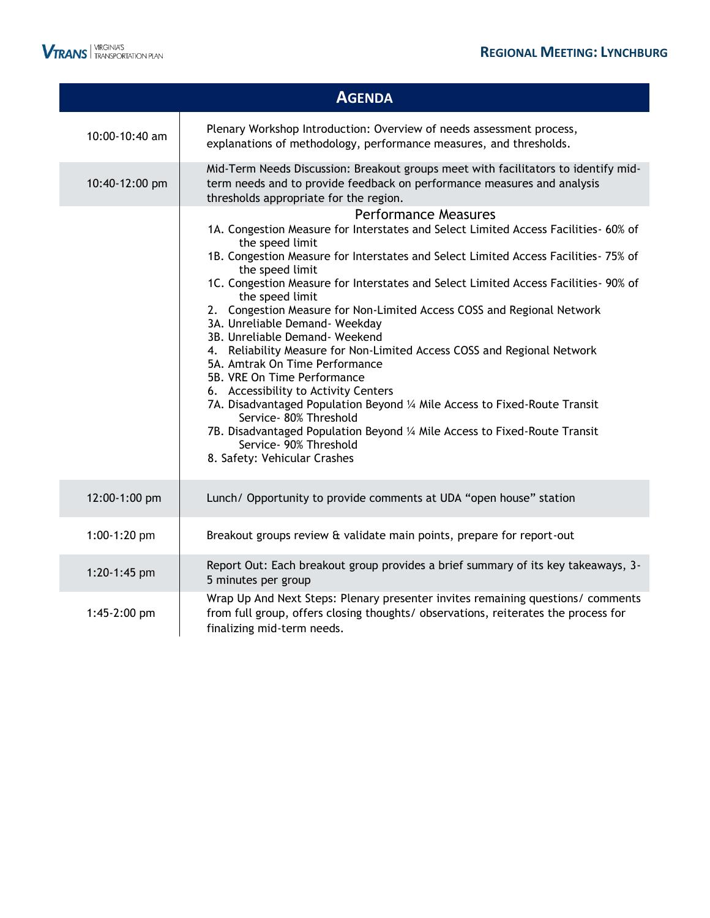# Regional Meeting: Lynchburg

## Agenda

| | |
|---|---|
| 10:00-10:40 am | Plenary Workshop Introduction: Overview of needs assessment process, explanations of methodology, performance measures, and thresholds. |
| 10:40-12:00 pm | Mid-Term Needs Discussion: Breakout groups meet with facilitators to identify mid-term needs and to provide feedback on performance measures and analysis thresholds appropriate for the region. |
| | **Performance Measures**<br>1A. Congestion Measure for Interstates and Select Limited Access Facilities- 60% of the speed limit<br>1B. Congestion Measure for Interstates and Select Limited Access Facilities- 75% of the speed limit<br>1C. Congestion Measure for Interstates and Select Limited Access Facilities- 90% of the speed limit<br>2. Congestion Measure for Non-Limited Access COSS and Regional Network<br>3A. Unreliable Demand- Weekday<br>3B. Unreliable Demand- Weekend<br>4. Reliability Measure for Non-Limited Access COSS and Regional Network<br>5A. Amtrak On Time Performance<br>5B. VRE On Time Performance<br>6. Accessibility to Activity Centers<br>7A. Disadvantaged Population Beyond ¼ Mile Access to Fixed-Route Transit Service- 80% Threshold<br>7B. Disadvantaged Population Beyond ¼ Mile Access to Fixed-Route Transit Service- 90% Threshold<br>8. Safety: Vehicular Crashes |
| 12:00-1:00 pm | Lunch/ Opportunity to provide comments at UDA "open house" station |
| 1:00-1:20 pm | Breakout groups review & validate main points, prepare for report-out |
| 1:20-1:45 pm | Report Out: Each breakout group provides a brief summary of its key takeaways, 3-5 minutes per group |
| 1:45-2:00 pm | Wrap Up And Next Steps: Plenary presenter invites remaining questions/ comments from full group, offers closing thoughts/ observations, reiterates the process for finalizing mid-term needs. |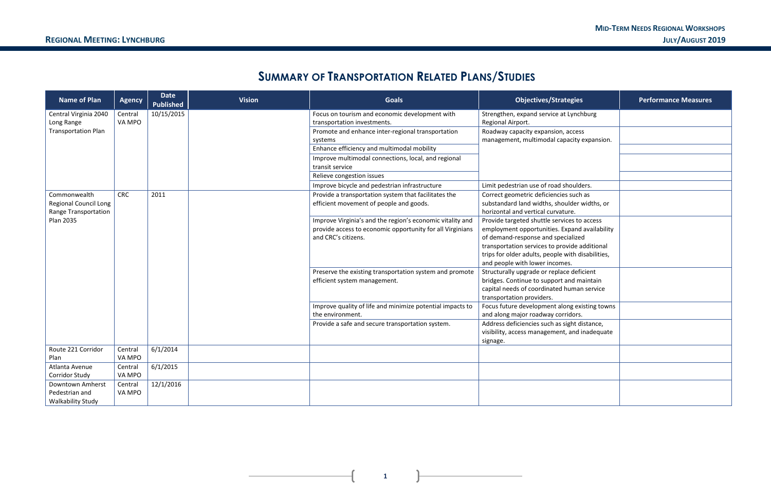# Summary of Transportation Related Plans/Studies

| Name of Plan | Agency | Date Published | Vision | Goals | Objectives/Strategies | Performance Measures |
|---|---|---|---|---|---|---|
| Central Virginia 2040 Long Range Transportation Plan | Central VA MPO | 10/15/2015 | | Focus on tourism and economic development with transportation investments. | Strengthen, expand service at Lynchburg Regional Airport. | |
| | | | | Promote and enhance inter-regional transportation systems | Roadway capacity expansion, access management, multimodal capacity expansion. | |
| | | | | Enhance efficiency and multimodal mobility | | |
| | | | | Improve multimodal connections, local, and regional transit service | | |
| | | | | Relieve congestion issues | | |
| | | | | Improve bicycle and pedestrian infrastructure | Limit pedestrian use of road shoulders. | |
| Commonwealth Regional Council Long Range Transportation Plan 2035 | CRC | 2011 | | Provide a transportation system that facilitates the efficient movement of people and goods. | Correct geometric deficiencies such as substandard land widths, shoulder widths, or horizontal and vertical curvature. | |
| | | | | Improve Virginia's and the region's economic vitality and provide access to economic opportunity for all Virginians and CRC's citizens. | Provide targeted shuttle services to access employment opportunities. Expand availability of demand-response and specialized transportation services to provide additional trips for older adults, people with disabilities, and people with lower incomes. | |
| | | | | Preserve the existing transportation system and promote efficient system management. | Structurally upgrade or replace deficient bridges. Continue to support and maintain capital needs of coordinated human service transportation providers. | |
| | | | | Improve quality of life and minimize potential impacts to the environment. | Focus future development along existing towns and along major roadway corridors. | |
| | | | | Provide a safe and secure transportation system. | Address deficiencies such as sight distance, visibility, access management, and inadequate signage. | |
| Route 221 Corridor Plan | Central VA MPO | 6/1/2014 | | | | |
| Atlanta Avenue Corridor Study | Central VA MPO | 6/1/2015 | | | | |
| Downtown Amherst Pedestrian and Walkability Study | Central VA MPO | 12/1/2016 | | | | |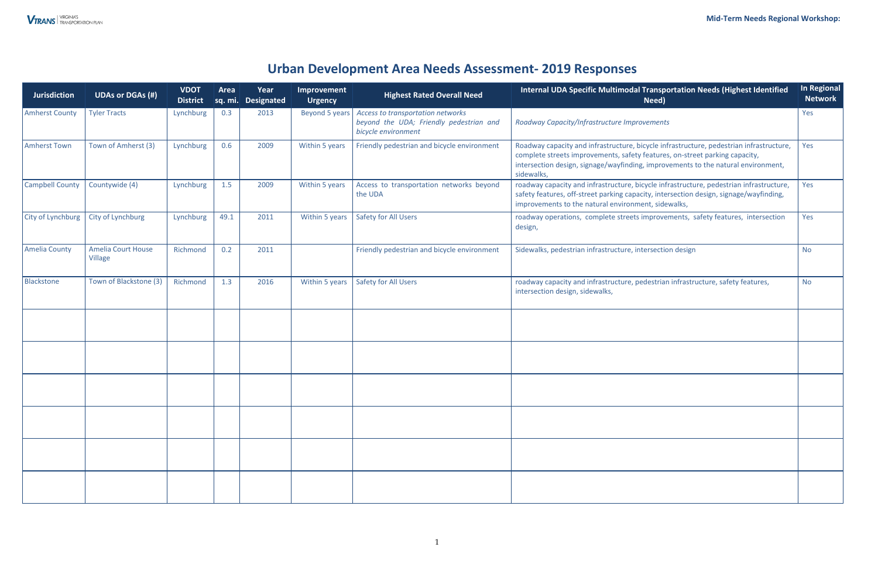# Urban Development Area Needs Assessment- 2019 Responses

| Jurisdiction | UDAs or DGAs (#) | VDOT District | Area sq. mi. | Year Designated | Improvement Urgency | Highest Rated Overall Need | Internal UDA Specific Multimodal Transportation Needs (Highest Identified Need) | In Regional Network |
|---|---|---|---|---|---|---|---|---|
| Amherst County | Tyler Tracts | Lynchburg | 0.3 | 2013 | Beyond 5 years | *Access to transportation networks beyond the UDA; Friendly pedestrian and bicycle environment* | *Roadway Capacity/Infrastructure Improvements* | Yes |
| Amherst Town | Town of Amherst (3) | Lynchburg | 0.6 | 2009 | Within 5 years | Friendly pedestrian and bicycle environment | Roadway capacity and infrastructure, bicycle infrastructure, pedestrian infrastructure, complete streets improvements, safety features, on-street parking capacity, intersection design, signage/wayfinding, improvements to the natural environment, sidewalks, | Yes |
| Campbell County | Countywide (4) | Lynchburg | 1.5 | 2009 | Within 5 years | Access to transportation networks beyond the UDA | roadway capacity and infrastructure, bicycle infrastructure, pedestrian infrastructure, safety features, off-street parking capacity, intersection design, signage/wayfinding, improvements to the natural environment, sidewalks, | Yes |
| City of Lynchburg | City of Lynchburg | Lynchburg | 49.1 | 2011 | Within 5 years | Safety for All Users | roadway operations, complete streets improvements, safety features, intersection design, | Yes |
| Amelia County | Amelia Court House Village | Richmond | 0.2 | 2011 | | Friendly pedestrian and bicycle environment | Sidewalks, pedestrian infrastructure, intersection design | No |
| Blackstone | Town of Blackstone (3) | Richmond | 1.3 | 2016 | Within 5 years | Safety for All Users | roadway capacity and infrastructure, pedestrian infrastructure, safety features, intersection design, sidewalks, | No |
| | | | | | | | | |
| | | | | | | | | |
| | | | | | | | | |
| | | | | | | | | |
| | | | | | | | | |
| | | | | | | | | |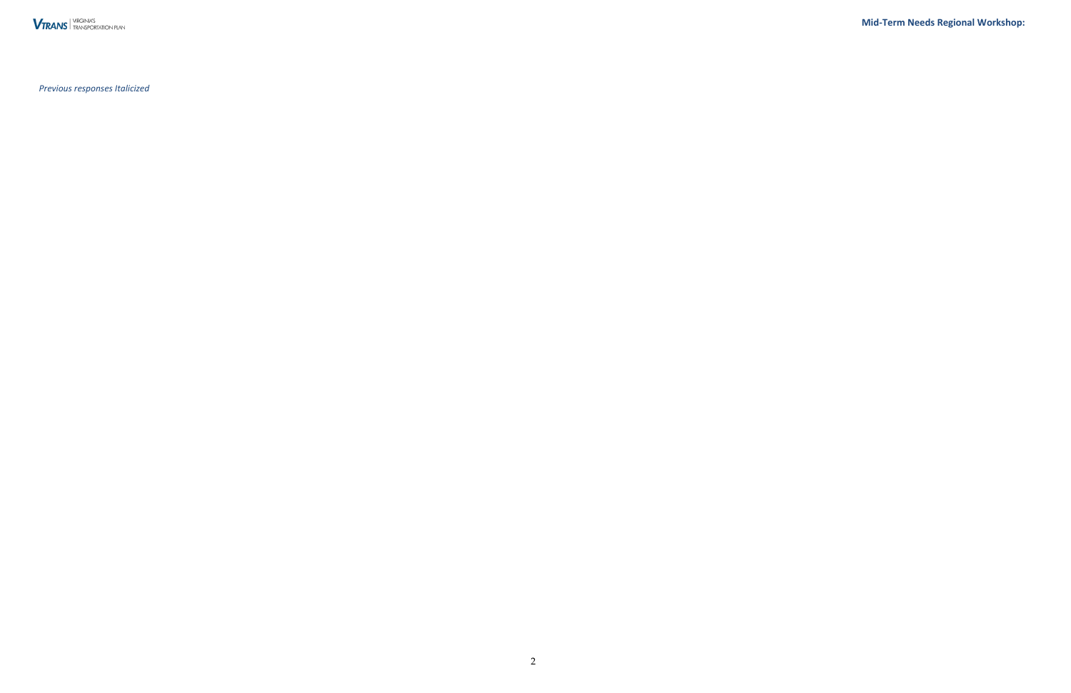*Previous responses Italicized*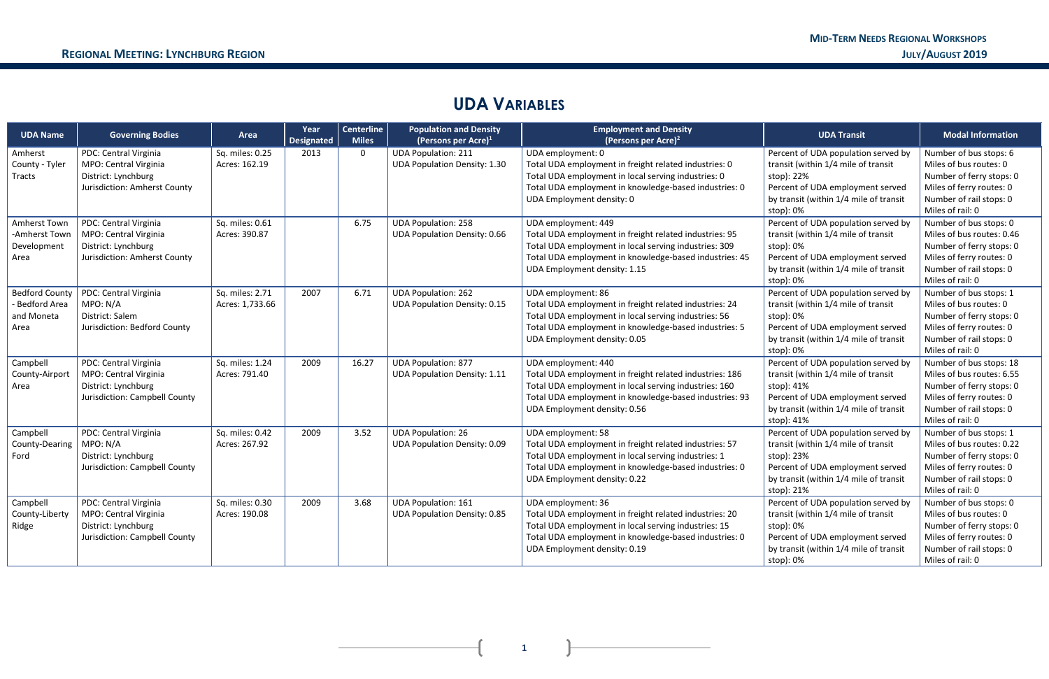## UDA VARIABLES

| UDA Name | Governing Bodies | Area | Year Designated | Centerline Miles | Population and Density (Persons per Acre)[1] | Employment and Density (Persons per Acre)[2] | UDA Transit | Modal Information |
|---|---|---|---|---|---|---|---|---|
| Amherst County - Tyler Tracts | PDC: Central Virginia<br>MPO: Central Virginia<br>District: Lynchburg<br>Jurisdiction: Amherst County | Sq. miles: 0.25<br>Acres: 162.19 | 2013 | 0 | UDA Population: 211<br>UDA Population Density: 1.30 | UDA employment: 0<br>Total UDA employment in freight related industries: 0<br>Total UDA employment in local serving industries: 0<br>Total UDA employment in knowledge-based industries: 0<br>UDA Employment density: 0 | Percent of UDA population served by transit (within 1/4 mile of transit stop): 22%<br>Percent of UDA employment served by transit (within 1/4 mile of transit stop): 0% | Number of bus stops: 6<br>Miles of bus routes: 0<br>Number of ferry stops: 0<br>Miles of ferry routes: 0<br>Number of rail stops: 0<br>Miles of rail: 0 |
| Amherst Town -Amherst Town Development Area | PDC: Central Virginia<br>MPO: Central Virginia<br>District: Lynchburg<br>Jurisdiction: Amherst County | Sq. miles: 0.61<br>Acres: 390.87 | | 6.75 | UDA Population: 258<br>UDA Population Density: 0.66 | UDA employment: 449<br>Total UDA employment in freight related industries: 95<br>Total UDA employment in local serving industries: 309<br>Total UDA employment in knowledge-based industries: 45<br>UDA Employment density: 1.15 | Percent of UDA population served by transit (within 1/4 mile of transit stop): 0%<br>Percent of UDA employment served by transit (within 1/4 mile of transit stop): 0% | Number of bus stops: 0<br>Miles of bus routes: 0.46<br>Number of ferry stops: 0<br>Miles of ferry routes: 0<br>Number of rail stops: 0<br>Miles of rail: 0 |
| Bedford County - Bedford Area and Moneta Area | PDC: Central Virginia<br>MPO: N/A<br>District: Salem<br>Jurisdiction: Bedford County | Sq. miles: 2.71<br>Acres: 1,733.66 | 2007 | 6.71 | UDA Population: 262<br>UDA Population Density: 0.15 | UDA employment: 86<br>Total UDA employment in freight related industries: 24<br>Total UDA employment in local serving industries: 56<br>Total UDA employment in knowledge-based industries: 5<br>UDA Employment density: 0.05 | Percent of UDA population served by transit (within 1/4 mile of transit stop): 0%<br>Percent of UDA employment served by transit (within 1/4 mile of transit stop): 0% | Number of bus stops: 1<br>Miles of bus routes: 0<br>Number of ferry stops: 0<br>Miles of ferry routes: 0<br>Number of rail stops: 0<br>Miles of rail: 0 |
| Campbell County-Airport Area | PDC: Central Virginia<br>MPO: Central Virginia<br>District: Lynchburg<br>Jurisdiction: Campbell County | Sq. miles: 1.24<br>Acres: 791.40 | 2009 | 16.27 | UDA Population: 877<br>UDA Population Density: 1.11 | UDA employment: 440<br>Total UDA employment in freight related industries: 186<br>Total UDA employment in local serving industries: 160<br>Total UDA employment in knowledge-based industries: 93<br>UDA Employment density: 0.56 | Percent of UDA population served by transit (within 1/4 mile of transit stop): 41%<br>Percent of UDA employment served by transit (within 1/4 mile of transit stop): 41% | Number of bus stops: 18<br>Miles of bus routes: 6.55<br>Number of ferry stops: 0<br>Miles of ferry routes: 0<br>Number of rail stops: 0<br>Miles of rail: 0 |
| Campbell County-Dearing Ford | PDC: Central Virginia<br>MPO: N/A<br>District: Lynchburg<br>Jurisdiction: Campbell County | Sq. miles: 0.42<br>Acres: 267.92 | 2009 | 3.52 | UDA Population: 26<br>UDA Population Density: 0.09 | UDA employment: 58<br>Total UDA employment in freight related industries: 57<br>Total UDA employment in local serving industries: 1<br>Total UDA employment in knowledge-based industries: 0<br>UDA Employment density: 0.22 | Percent of UDA population served by transit (within 1/4 mile of transit stop): 23%<br>Percent of UDA employment served by transit (within 1/4 mile of transit stop): 21% | Number of bus stops: 1<br>Miles of bus routes: 0.22<br>Number of ferry stops: 0<br>Miles of ferry routes: 0<br>Number of rail stops: 0<br>Miles of rail: 0 |
| Campbell County-Liberty Ridge | PDC: Central Virginia<br>MPO: Central Virginia<br>District: Lynchburg<br>Jurisdiction: Campbell County | Sq. miles: 0.30<br>Acres: 190.08 | 2009 | 3.68 | UDA Population: 161<br>UDA Population Density: 0.85 | UDA employment: 36<br>Total UDA employment in freight related industries: 20<br>Total UDA employment in local serving industries: 15<br>Total UDA employment in knowledge-based industries: 0<br>UDA Employment density: 0.19 | Percent of UDA population served by transit (within 1/4 mile of transit stop): 0%<br>Percent of UDA employment served by transit (within 1/4 mile of transit stop): 0% | Number of bus stops: 0<br>Miles of bus routes: 0<br>Number of ferry stops: 0<br>Miles of ferry routes: 0<br>Number of rail stops: 0<br>Miles of rail: 0 |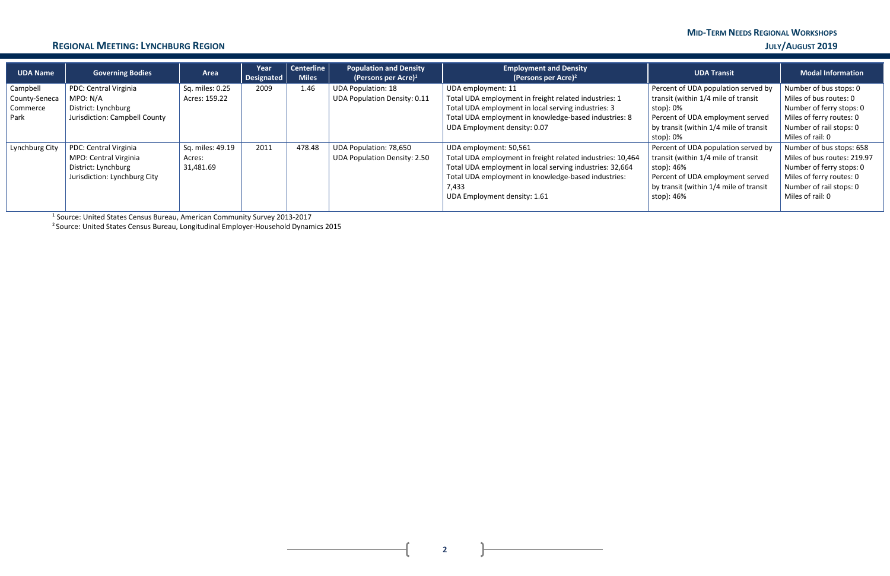## Regional Meeting: Lynchburg Region

| UDA Name | Governing Bodies | Area | Year Designated | Centerline Miles | Population and Density (Persons per Acre)[1] | Employment and Density (Persons per Acre)[2] | UDA Transit | Modal Information |
|---|---|---|---|---|---|---|---|---|
| Campbell County-Seneca Commerce Park | PDC: Central Virginia<br>MPO: N/A<br>District: Lynchburg<br>Jurisdiction: Campbell County | Sq. miles: 0.25<br>Acres: 159.22 | 2009 | 1.46 | UDA Population: 18<br>UDA Population Density: 0.11 | UDA employment: 11<br>Total UDA employment in freight related industries: 1<br>Total UDA employment in local serving industries: 3<br>Total UDA employment in knowledge-based industries: 8<br>UDA Employment density: 0.07 | Percent of UDA population served by transit (within 1/4 mile of transit stop): 0%<br>Percent of UDA employment served by transit (within 1/4 mile of transit stop): 0% | Number of bus stops: 0<br>Miles of bus routes: 0<br>Number of ferry stops: 0<br>Miles of ferry routes: 0<br>Number of rail stops: 0<br>Miles of rail: 0 |
| Lynchburg City | PDC: Central Virginia<br>MPO: Central Virginia<br>District: Lynchburg<br>Jurisdiction: Lynchburg City | Sq. miles: 49.19<br>Acres: 31,481.69 | 2011 | 478.48 | UDA Population: 78,650<br>UDA Population Density: 2.50 | UDA employment: 50,561<br>Total UDA employment in freight related industries: 10,464<br>Total UDA employment in local serving industries: 32,664<br>Total UDA employment in knowledge-based industries: 7,433<br>UDA Employment density: 1.61 | Percent of UDA population served by transit (within 1/4 mile of transit stop): 46%<br>Percent of UDA employment served by transit (within 1/4 mile of transit stop): 46% | Number of bus stops: 658<br>Miles of bus routes: 219.97<br>Number of ferry stops: 0<br>Miles of ferry routes: 0<br>Number of rail stops: 0<br>Miles of rail: 0 |

[1] Source: United States Census Bureau, American Community Survey 2013-2017

[2] Source: United States Census Bureau, Longitudinal Employer-Household Dynamics 2015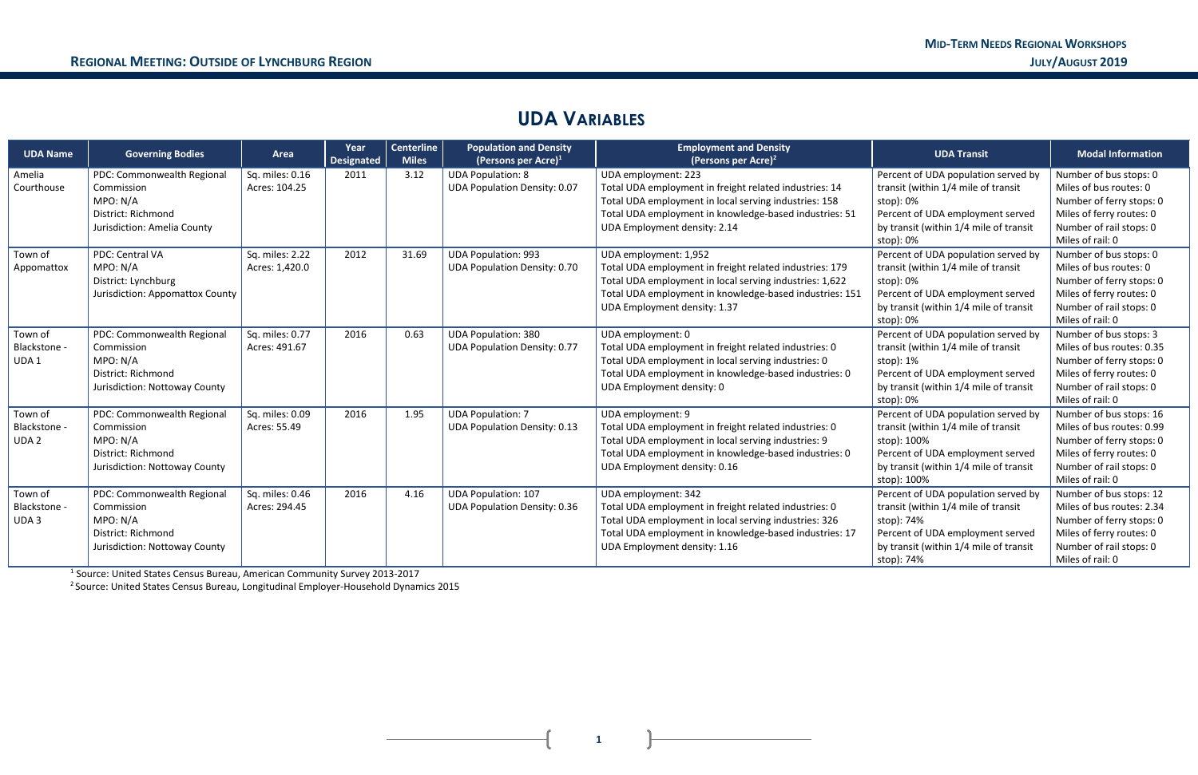## UDA Variables

| UDA Name | Governing Bodies | Area | Year Designated | Centerline Miles | Population and Density (Persons per Acre)[1] | Employment and Density (Persons per Acre)[2] | UDA Transit | Modal Information |
|---|---|---|---|---|---|---|---|---|
| Amelia Courthouse | PDC: Commonwealth Regional Commission<br>MPO: N/A<br>District: Richmond<br>Jurisdiction: Amelia County | Sq. miles: 0.16<br>Acres: 104.25 | 2011 | 3.12 | UDA Population: 8<br>UDA Population Density: 0.07 | UDA employment: 223<br>Total UDA employment in freight related industries: 14<br>Total UDA employment in local serving industries: 158<br>Total UDA employment in knowledge-based industries: 51<br>UDA Employment density: 2.14 | Percent of UDA population served by transit (within 1/4 mile of transit stop): 0%<br>Percent of UDA employment served by transit (within 1/4 mile of transit stop): 0% | Number of bus stops: 0<br>Miles of bus routes: 0<br>Number of ferry stops: 0<br>Miles of ferry routes: 0<br>Number of rail stops: 0<br>Miles of rail: 0 |
| Town of Appomattox | PDC: Central VA<br>MPO: N/A<br>District: Lynchburg<br>Jurisdiction: Appomattox County | Sq. miles: 2.22<br>Acres: 1,420.0 | 2012 | 31.69 | UDA Population: 993<br>UDA Population Density: 0.70 | UDA employment: 1,952<br>Total UDA employment in freight related industries: 179<br>Total UDA employment in local serving industries: 1,622<br>Total UDA employment in knowledge-based industries: 151<br>UDA Employment density: 1.37 | Percent of UDA population served by transit (within 1/4 mile of transit stop): 0%<br>Percent of UDA employment served by transit (within 1/4 mile of transit stop): 0% | Number of bus stops: 0<br>Miles of bus routes: 0<br>Number of ferry stops: 0<br>Miles of ferry routes: 0<br>Number of rail stops: 0<br>Miles of rail: 0 |
| Town of Blackstone - UDA 1 | PDC: Commonwealth Regional Commission<br>MPO: N/A<br>District: Richmond<br>Jurisdiction: Nottoway County | Sq. miles: 0.77<br>Acres: 491.67 | 2016 | 0.63 | UDA Population: 380<br>UDA Population Density: 0.77 | UDA employment: 0<br>Total UDA employment in freight related industries: 0<br>Total UDA employment in local serving industries: 0<br>Total UDA employment in knowledge-based industries: 0<br>UDA Employment density: 0 | Percent of UDA population served by transit (within 1/4 mile of transit stop): 1%<br>Percent of UDA employment served by transit (within 1/4 mile of transit stop): 0% | Number of bus stops: 3<br>Miles of bus routes: 0.35<br>Number of ferry stops: 0<br>Miles of ferry routes: 0<br>Number of rail stops: 0<br>Miles of rail: 0 |
| Town of Blackstone - UDA 2 | PDC: Commonwealth Regional Commission<br>MPO: N/A<br>District: Richmond<br>Jurisdiction: Nottoway County | Sq. miles: 0.09<br>Acres: 55.49 | 2016 | 1.95 | UDA Population: 7<br>UDA Population Density: 0.13 | UDA employment: 9<br>Total UDA employment in freight related industries: 0<br>Total UDA employment in local serving industries: 9<br>Total UDA employment in knowledge-based industries: 0<br>UDA Employment density: 0.16 | Percent of UDA population served by transit (within 1/4 mile of transit stop): 100%<br>Percent of UDA employment served by transit (within 1/4 mile of transit stop): 100% | Number of bus stops: 16<br>Miles of bus routes: 0.99<br>Number of ferry stops: 0<br>Miles of ferry routes: 0<br>Number of rail stops: 0<br>Miles of rail: 0 |
| Town of Blackstone - UDA 3 | PDC: Commonwealth Regional Commission<br>MPO: N/A<br>District: Richmond<br>Jurisdiction: Nottoway County | Sq. miles: 0.46<br>Acres: 294.45 | 2016 | 4.16 | UDA Population: 107<br>UDA Population Density: 0.36 | UDA employment: 342<br>Total UDA employment in freight related industries: 0<br>Total UDA employment in local serving industries: 326<br>Total UDA employment in knowledge-based industries: 17<br>UDA Employment density: 1.16 | Percent of UDA population served by transit (within 1/4 mile of transit stop): 74%<br>Percent of UDA employment served by transit (within 1/4 mile of transit stop): 74% | Number of bus stops: 12<br>Miles of bus routes: 2.34<br>Number of ferry stops: 0<br>Miles of ferry routes: 0<br>Number of rail stops: 0<br>Miles of rail: 0 |

[1] Source: United States Census Bureau, American Community Survey 2013-2017

[2] Source: United States Census Bureau, Longitudinal Employer-Household Dynamics 2015